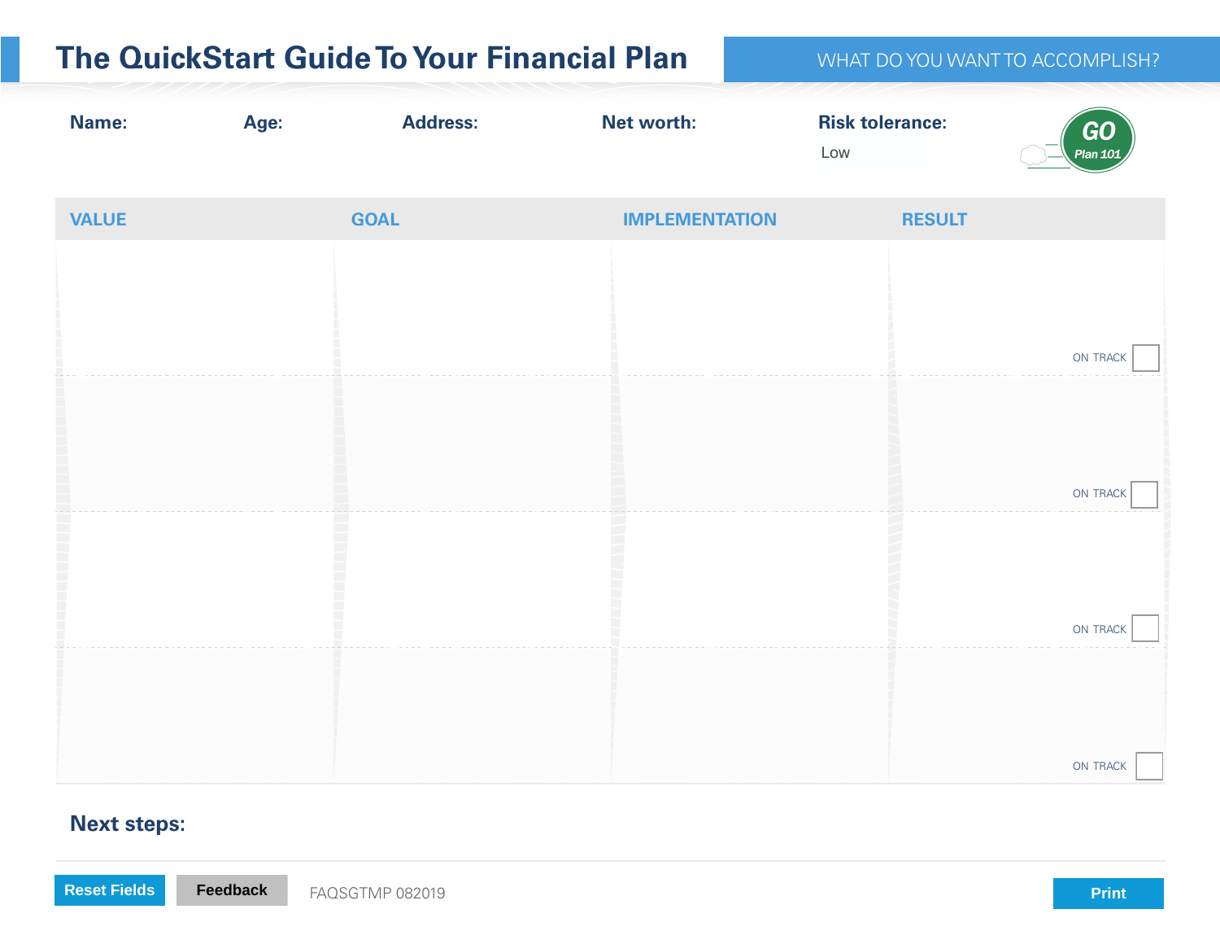# The QuickStart Guide To Your Financial Plan

WHAT DO YOU WANT TO ACCOMPLISH?

**Name:** **Age:** **Address:** **Net worth:** **Risk tolerance:** Low

GO Plan 101

| VALUE | GOAL | IMPLEMENTATION | RESULT |
|---|---|---|---|
| | | | ON TRACK ☐ |
| | | | ON TRACK ☐ |
| | | | ON TRACK ☐ |
| | | | ON TRACK ☐ |

**Next steps:**

Reset Fields | Feedback | FAQSGTMP 082019 | Print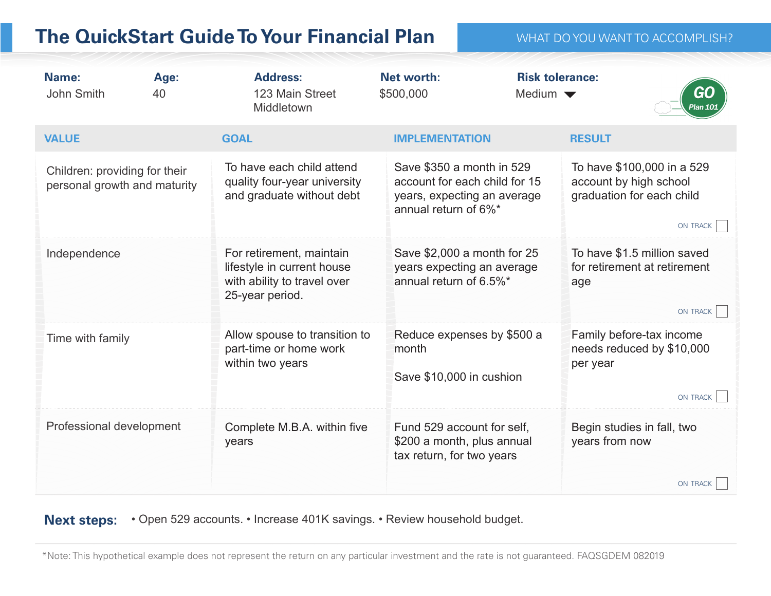# The QuickStart Guide To Your Financial Plan

WHAT DO YOU WANT TO ACCOMPLISH?

| Name: | Age: | Address: | Net worth: | Risk tolerance: |
|---|---|---|---|---|
| John Smith | 40 | 123 Main Street Middletown | $500,000 | Medium |

GO Plan 101

| VALUE | GOAL | IMPLEMENTATION | RESULT |
|---|---|---|---|
| Children: providing for their personal growth and maturity | To have each child attend quality four-year university and graduate without debt | Save $350 a month in 529 account for each child for 15 years, expecting an average annual return of 6%* | To have $100,000 in a 529 account by high school graduation for each child<br>ON TRACK ☐ |
| Independence | For retirement, maintain lifestyle in current house with ability to travel over 25-year period. | Save $2,000 a month for 25 years expecting an average annual return of 6.5%* | To have $1.5 million saved for retirement at retirement age<br>ON TRACK ☐ |
| Time with family | Allow spouse to transition to part-time or home work within two years | Reduce expenses by $500 a month<br><br>Save $10,000 in cushion | Family before-tax income needs reduced by $10,000 per year<br>ON TRACK ☐ |
| Professional development | Complete M.B.A. within five years | Fund 529 account for self, $200 a month, plus annual tax return, for two years | Begin studies in fall, two years from now<br>ON TRACK ☐ |

**Next steps:** • Open 529 accounts. • Increase 401K savings. • Review household budget.

*Note: This hypothetical example does not represent the return on any particular investment and the rate is not guaranteed. FAQSGDEM 082019